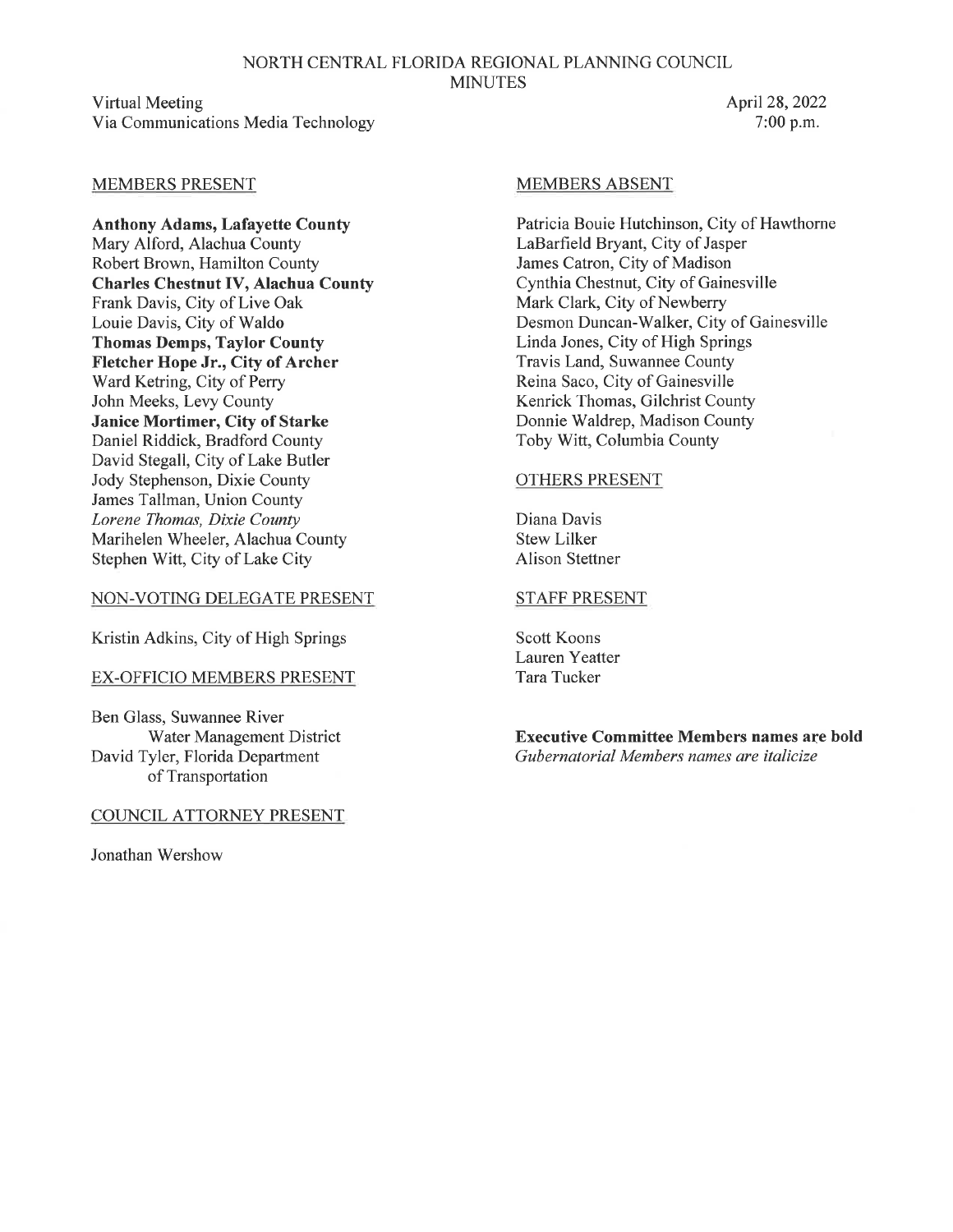NORTH CENTRAL FLORIDA REGIONAL PLANNING COUNCIL
MINUTES

Virtual Meeting
Via Communications Media Technology

April 28, 2022
7:00 p.m.

MEMBERS PRESENT

**Anthony Adams, Lafayette County**
Mary Alford, Alachua County
Robert Brown, Hamilton County
**Charles Chestnut IV, Alachua County**
Frank Davis, City of Live Oak
Louie Davis, City of Waldo
**Thomas Demps, Taylor County**
**Fletcher Hope Jr., City of Archer**
Ward Ketring, City of Perry
John Meeks, Levy County
**Janice Mortimer, City of Starke**
Daniel Riddick, Bradford County
David Stegall, City of Lake Butler
Jody Stephenson, Dixie County
James Tallman, Union County
*Lorene Thomas, Dixie County*
Marihelen Wheeler, Alachua County
Stephen Witt, City of Lake City

NON-VOTING DELEGATE PRESENT

Kristin Adkins, City of High Springs

EX-OFFICIO MEMBERS PRESENT

Ben Glass, Suwannee River Water Management District
David Tyler, Florida Department of Transportation

COUNCIL ATTORNEY PRESENT

Jonathan Wershow

MEMBERS ABSENT

Patricia Bouie Hutchinson, City of Hawthorne
LaBarfield Bryant, City of Jasper
James Catron, City of Madison
Cynthia Chestnut, City of Gainesville
Mark Clark, City of Newberry
Desmon Duncan-Walker, City of Gainesville
Linda Jones, City of High Springs
Travis Land, Suwannee County
Reina Saco, City of Gainesville
Kenrick Thomas, Gilchrist County
Donnie Waldrep, Madison County
Toby Witt, Columbia County

OTHERS PRESENT

Diana Davis
Stew Lilker
Alison Stettner

STAFF PRESENT

Scott Koons
Lauren Yeatter
Tara Tucker

**Executive Committee Members names are bold**
*Gubernatorial Members names are italicize*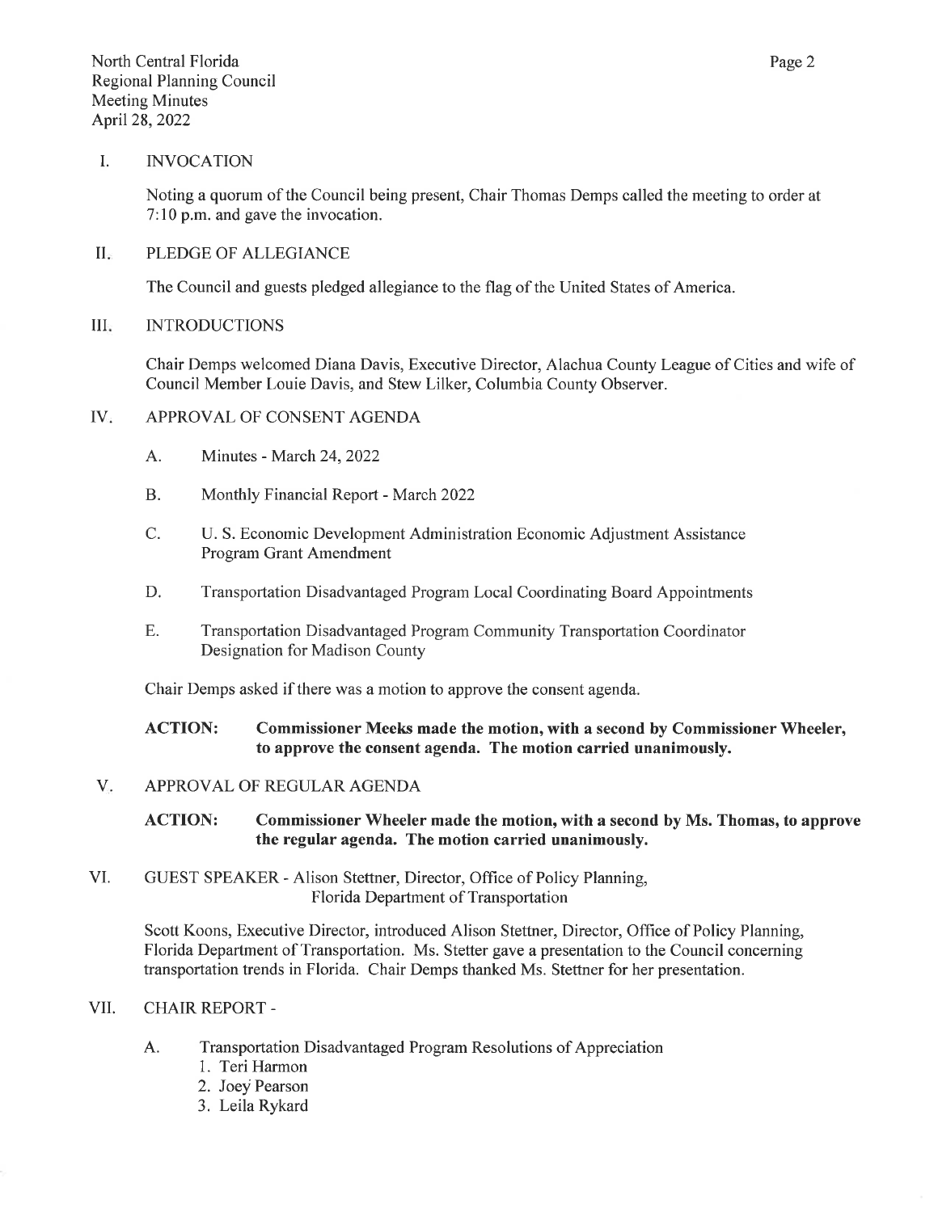## I. INVOCATION

Noting a quorum of the Council being present, Chair Thomas Demps called the meeting to order at 7:10 p.m. and gave the invocation.

## II. PLEDGE OF ALLEGIANCE

The Council and guests pledged allegiance to the flag of the United States of America.

## III. INTRODUCTIONS

Chair Demps welcomed Diana Davis, Executive Director, Alachua County League of Cities and wife of Council Member Louie Davis, and Stew Lilker, Columbia County Observer.

## IV. APPROVAL OF CONSENT AGENDA

A. Minutes - March 24, 2022

B. Monthly Financial Report - March 2022

C. U. S. Economic Development Administration Economic Adjustment Assistance Program Grant Amendment

D. Transportation Disadvantaged Program Local Coordinating Board Appointments

E. Transportation Disadvantaged Program Community Transportation Coordinator Designation for Madison County

Chair Demps asked if there was a motion to approve the consent agenda.

**ACTION: Commissioner Meeks made the motion, with a second by Commissioner Wheeler, to approve the consent agenda. The motion carried unanimously.**

## V. APPROVAL OF REGULAR AGENDA

**ACTION: Commissioner Wheeler made the motion, with a second by Ms. Thomas, to approve the regular agenda. The motion carried unanimously.**

## VI. GUEST SPEAKER - Alison Stettner, Director, Office of Policy Planning, Florida Department of Transportation

Scott Koons, Executive Director, introduced Alison Stettner, Director, Office of Policy Planning, Florida Department of Transportation. Ms. Stetter gave a presentation to the Council concerning transportation trends in Florida. Chair Demps thanked Ms. Stettner for her presentation.

## VII. CHAIR REPORT -

A. Transportation Disadvantaged Program Resolutions of Appreciation

1. Teri Harmon
2. Joey Pearson
3. Leila Rykard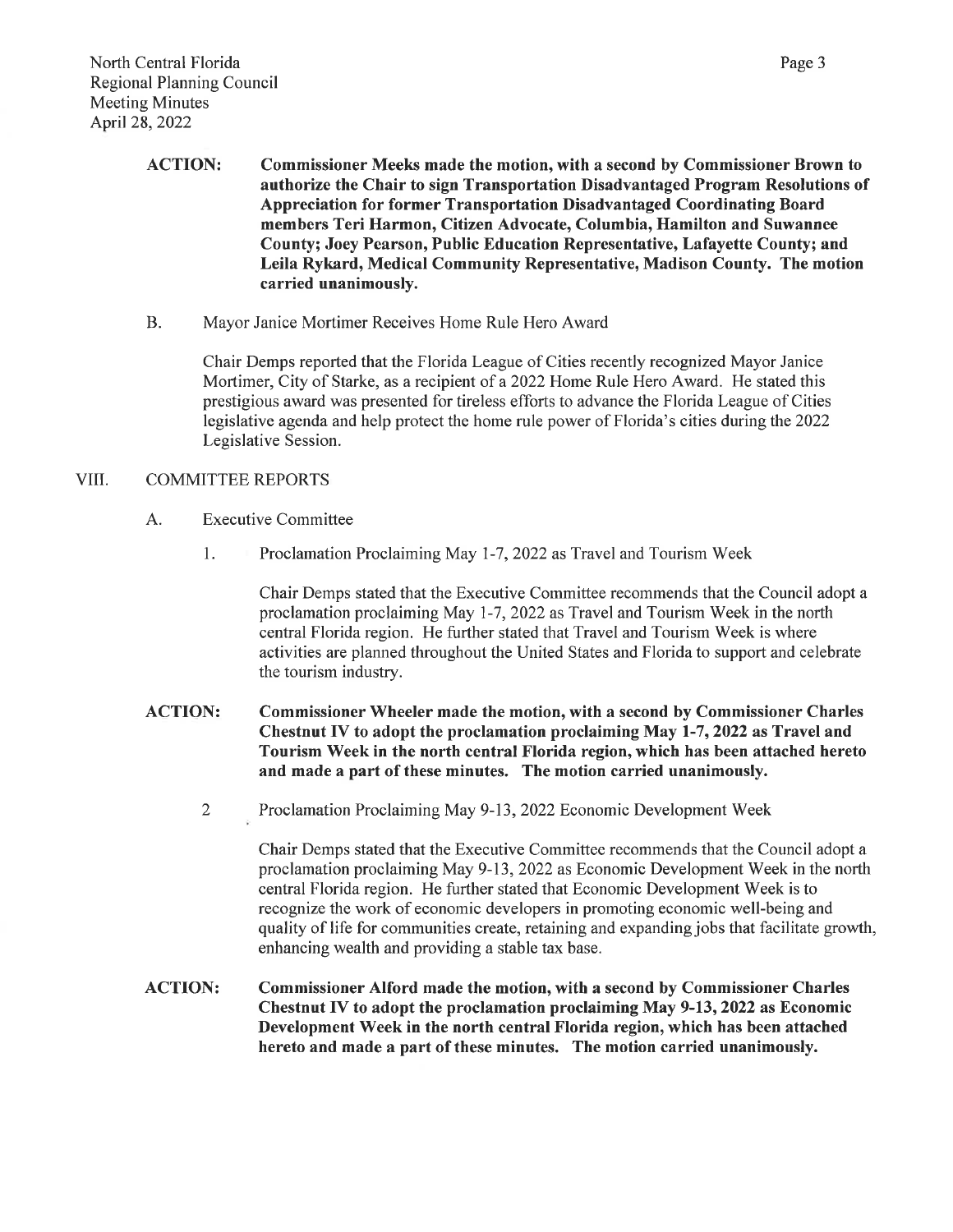**ACTION: Commissioner Meeks made the motion, with a second by Commissioner Brown to authorize the Chair to sign Transportation Disadvantaged Program Resolutions of Appreciation for former Transportation Disadvantaged Coordinating Board members Teri Harmon, Citizen Advocate, Columbia, Hamilton and Suwannee County; Joey Pearson, Public Education Representative, Lafayette County; and Leila Rykard, Medical Community Representative, Madison County. The motion carried unanimously.**

B. Mayor Janice Mortimer Receives Home Rule Hero Award

Chair Demps reported that the Florida League of Cities recently recognized Mayor Janice Mortimer, City of Starke, as a recipient of a 2022 Home Rule Hero Award. He stated this prestigious award was presented for tireless efforts to advance the Florida League of Cities legislative agenda and help protect the home rule power of Florida's cities during the 2022 Legislative Session.

VIII. COMMITTEE REPORTS

A. Executive Committee

1. Proclamation Proclaiming May 1-7, 2022 as Travel and Tourism Week

Chair Demps stated that the Executive Committee recommends that the Council adopt a proclamation proclaiming May 1-7, 2022 as Travel and Tourism Week in the north central Florida region. He further stated that Travel and Tourism Week is where activities are planned throughout the United States and Florida to support and celebrate the tourism industry.

**ACTION: Commissioner Wheeler made the motion, with a second by Commissioner Charles Chestnut IV to adopt the proclamation proclaiming May 1-7, 2022 as Travel and Tourism Week in the north central Florida region, which has been attached hereto and made a part of these minutes. The motion carried unanimously.**

2 Proclamation Proclaiming May 9-13, 2022 Economic Development Week

Chair Demps stated that the Executive Committee recommends that the Council adopt a proclamation proclaiming May 9-13, 2022 as Economic Development Week in the north central Florida region. He further stated that Economic Development Week is to recognize the work of economic developers in promoting economic well-being and quality of life for communities create, retaining and expanding jobs that facilitate growth, enhancing wealth and providing a stable tax base.

**ACTION: Commissioner Alford made the motion, with a second by Commissioner Charles Chestnut IV to adopt the proclamation proclaiming May 9-13, 2022 as Economic Development Week in the north central Florida region, which has been attached hereto and made a part of these minutes. The motion carried unanimously.**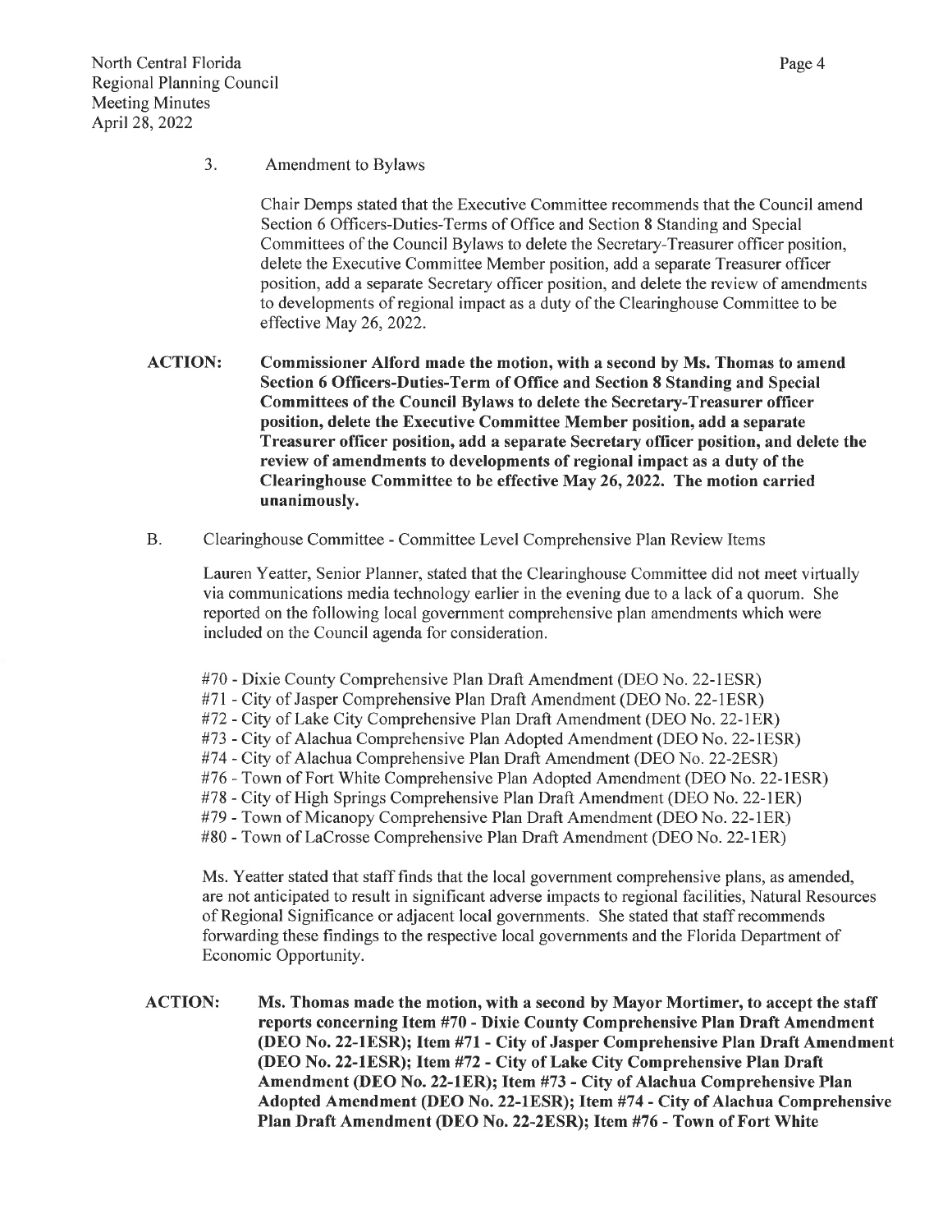3. Amendment to Bylaws

Chair Demps stated that the Executive Committee recommends that the Council amend Section 6 Officers-Duties-Terms of Office and Section 8 Standing and Special Committees of the Council Bylaws to delete the Secretary-Treasurer officer position, delete the Executive Committee Member position, add a separate Treasurer officer position, add a separate Secretary officer position, and delete the review of amendments to developments of regional impact as a duty of the Clearinghouse Committee to be effective May 26, 2022.

**ACTION: Commissioner Alford made the motion, with a second by Ms. Thomas to amend Section 6 Officers-Duties-Term of Office and Section 8 Standing and Special Committees of the Council Bylaws to delete the Secretary-Treasurer officer position, delete the Executive Committee Member position, add a separate Treasurer officer position, add a separate Secretary officer position, and delete the review of amendments to developments of regional impact as a duty of the Clearinghouse Committee to be effective May 26, 2022. The motion carried unanimously.**

B. Clearinghouse Committee - Committee Level Comprehensive Plan Review Items

Lauren Yeatter, Senior Planner, stated that the Clearinghouse Committee did not meet virtually via communications media technology earlier in the evening due to a lack of a quorum. She reported on the following local government comprehensive plan amendments which were included on the Council agenda for consideration.

#70 - Dixie County Comprehensive Plan Draft Amendment (DEO No. 22-1ESR)
#71 - City of Jasper Comprehensive Plan Draft Amendment (DEO No. 22-1ESR)
#72 - City of Lake City Comprehensive Plan Draft Amendment (DEO No. 22-1ER)
#73 - City of Alachua Comprehensive Plan Adopted Amendment (DEO No. 22-1ESR)
#74 - City of Alachua Comprehensive Plan Draft Amendment (DEO No. 22-2ESR)
#76 - Town of Fort White Comprehensive Plan Adopted Amendment (DEO No. 22-1ESR)
#78 - City of High Springs Comprehensive Plan Draft Amendment (DEO No. 22-1ER)
#79 - Town of Micanopy Comprehensive Plan Draft Amendment (DEO No. 22-1ER)
#80 - Town of LaCrosse Comprehensive Plan Draft Amendment (DEO No. 22-1ER)

Ms. Yeatter stated that staff finds that the local government comprehensive plans, as amended, are not anticipated to result in significant adverse impacts to regional facilities, Natural Resources of Regional Significance or adjacent local governments. She stated that staff recommends forwarding these findings to the respective local governments and the Florida Department of Economic Opportunity.

**ACTION: Ms. Thomas made the motion, with a second by Mayor Mortimer, to accept the staff reports concerning Item #70 - Dixie County Comprehensive Plan Draft Amendment (DEO No. 22-1ESR); Item #71 - City of Jasper Comprehensive Plan Draft Amendment (DEO No. 22-1ESR); Item #72 - City of Lake City Comprehensive Plan Draft Amendment (DEO No. 22-1ER); Item #73 - City of Alachua Comprehensive Plan Adopted Amendment (DEO No. 22-1ESR); Item #74 - City of Alachua Comprehensive Plan Draft Amendment (DEO No. 22-2ESR); Item #76 - Town of Fort White**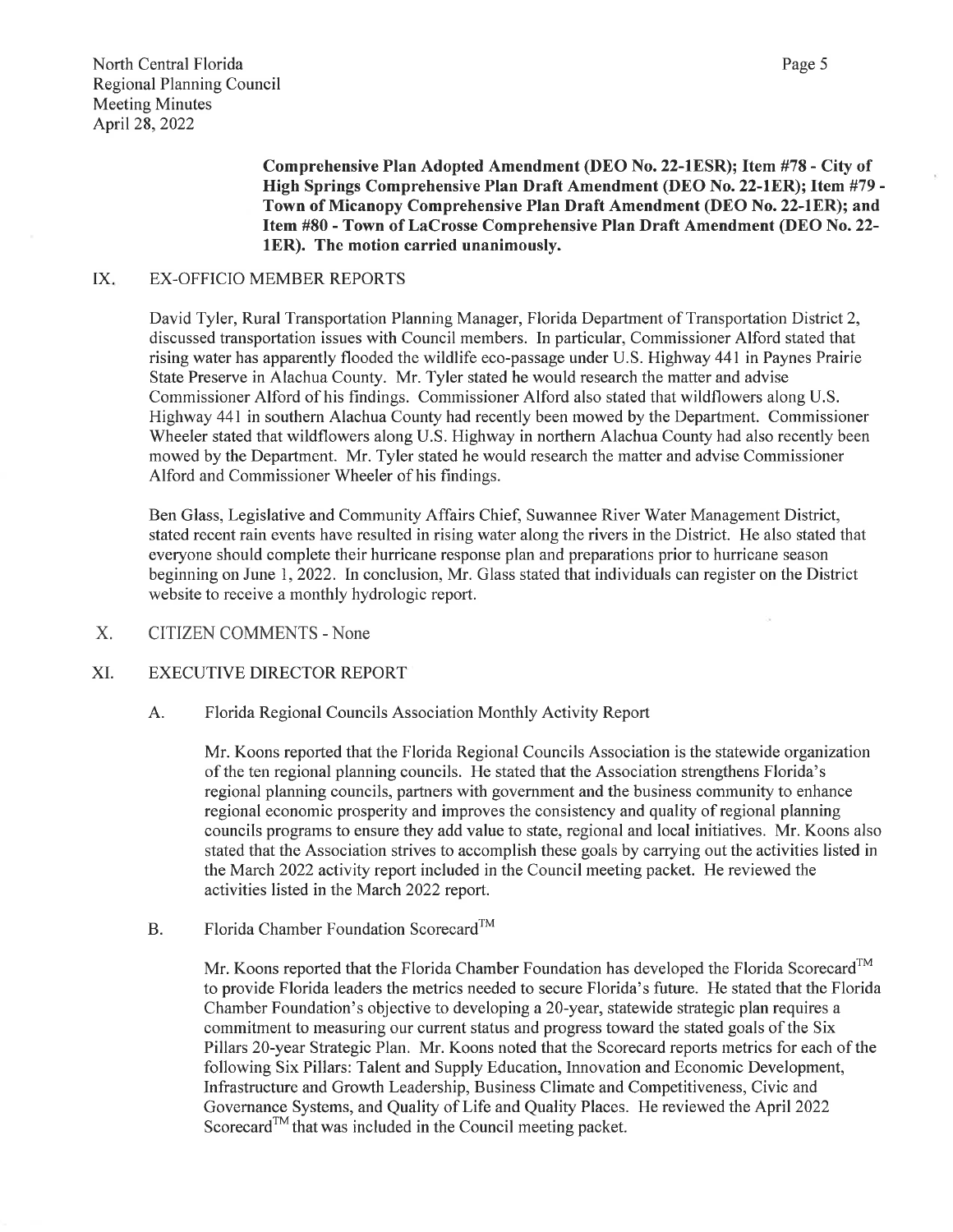**Comprehensive Plan Adopted Amendment (DEO No. 22-1ESR); Item #78 - City of High Springs Comprehensive Plan Draft Amendment (DEO No. 22-1ER); Item #79 - Town of Micanopy Comprehensive Plan Draft Amendment (DEO No. 22-1ER); and Item #80 - Town of LaCrosse Comprehensive Plan Draft Amendment (DEO No. 22-1ER). The motion carried unanimously.**

## IX. EX-OFFICIO MEMBER REPORTS

David Tyler, Rural Transportation Planning Manager, Florida Department of Transportation District 2, discussed transportation issues with Council members. In particular, Commissioner Alford stated that rising water has apparently flooded the wildlife eco-passage under U.S. Highway 441 in Paynes Prairie State Preserve in Alachua County. Mr. Tyler stated he would research the matter and advise Commissioner Alford of his findings. Commissioner Alford also stated that wildflowers along U.S. Highway 441 in southern Alachua County had recently been mowed by the Department. Commissioner Wheeler stated that wildflowers along U.S. Highway in northern Alachua County had also recently been mowed by the Department. Mr. Tyler stated he would research the matter and advise Commissioner Alford and Commissioner Wheeler of his findings.

Ben Glass, Legislative and Community Affairs Chief, Suwannee River Water Management District, stated recent rain events have resulted in rising water along the rivers in the District. He also stated that everyone should complete their hurricane response plan and preparations prior to hurricane season beginning on June 1, 2022. In conclusion, Mr. Glass stated that individuals can register on the District website to receive a monthly hydrologic report.

## X. CITIZEN COMMENTS - None

## XI. EXECUTIVE DIRECTOR REPORT

### A. Florida Regional Councils Association Monthly Activity Report

Mr. Koons reported that the Florida Regional Councils Association is the statewide organization of the ten regional planning councils. He stated that the Association strengthens Florida's regional planning councils, partners with government and the business community to enhance regional economic prosperity and improves the consistency and quality of regional planning councils programs to ensure they add value to state, regional and local initiatives. Mr. Koons also stated that the Association strives to accomplish these goals by carrying out the activities listed in the March 2022 activity report included in the Council meeting packet. He reviewed the activities listed in the March 2022 report.

### B. Florida Chamber Foundation Scorecard™

Mr. Koons reported that the Florida Chamber Foundation has developed the Florida Scorecard™ to provide Florida leaders the metrics needed to secure Florida's future. He stated that the Florida Chamber Foundation's objective to developing a 20-year, statewide strategic plan requires a commitment to measuring our current status and progress toward the stated goals of the Six Pillars 20-year Strategic Plan. Mr. Koons noted that the Scorecard reports metrics for each of the following Six Pillars: Talent and Supply Education, Innovation and Economic Development, Infrastructure and Growth Leadership, Business Climate and Competitiveness, Civic and Governance Systems, and Quality of Life and Quality Places. He reviewed the April 2022 Scorecard™ that was included in the Council meeting packet.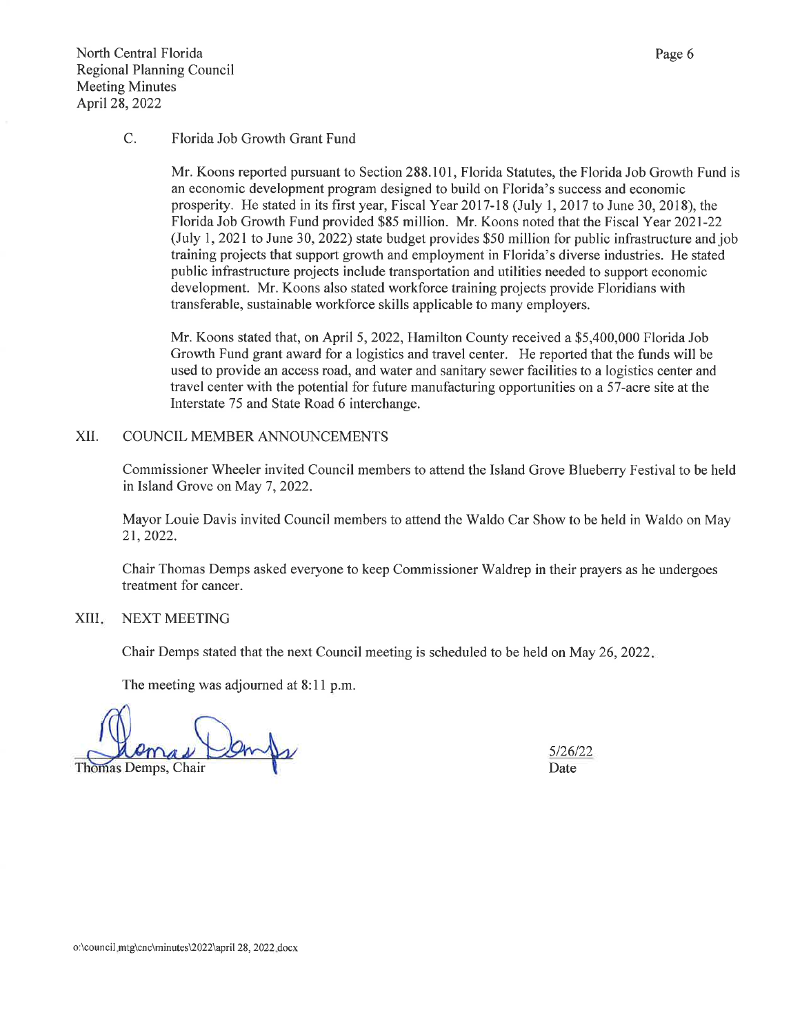C. Florida Job Growth Grant Fund

Mr. Koons reported pursuant to Section 288.101, Florida Statutes, the Florida Job Growth Fund is an economic development program designed to build on Florida's success and economic prosperity. He stated in its first year, Fiscal Year 2017-18 (July 1, 2017 to June 30, 2018), the Florida Job Growth Fund provided $85 million. Mr. Koons noted that the Fiscal Year 2021-22 (July 1, 2021 to June 30, 2022) state budget provides $50 million for public infrastructure and job training projects that support growth and employment in Florida's diverse industries. He stated public infrastructure projects include transportation and utilities needed to support economic development. Mr. Koons also stated workforce training projects provide Floridians with transferable, sustainable workforce skills applicable to many employers.

Mr. Koons stated that, on April 5, 2022, Hamilton County received a $5,400,000 Florida Job Growth Fund grant award for a logistics and travel center. He reported that the funds will be used to provide an access road, and water and sanitary sewer facilities to a logistics center and travel center with the potential for future manufacturing opportunities on a 57-acre site at the Interstate 75 and State Road 6 interchange.

## XII. COUNCIL MEMBER ANNOUNCEMENTS

Commissioner Wheeler invited Council members to attend the Island Grove Blueberry Festival to be held in Island Grove on May 7, 2022.

Mayor Louie Davis invited Council members to attend the Waldo Car Show to be held in Waldo on May 21, 2022.

Chair Thomas Demps asked everyone to keep Commissioner Waldrep in their prayers as he undergoes treatment for cancer.

## XIII. NEXT MEETING

Chair Demps stated that the next Council meeting is scheduled to be held on May 26, 2022.

The meeting was adjourned at 8:11 p.m.

Thomas Demps, Chair

5/26/22
Date

o:\council mtg\cnc\minutes\2022\april 28, 2022.docx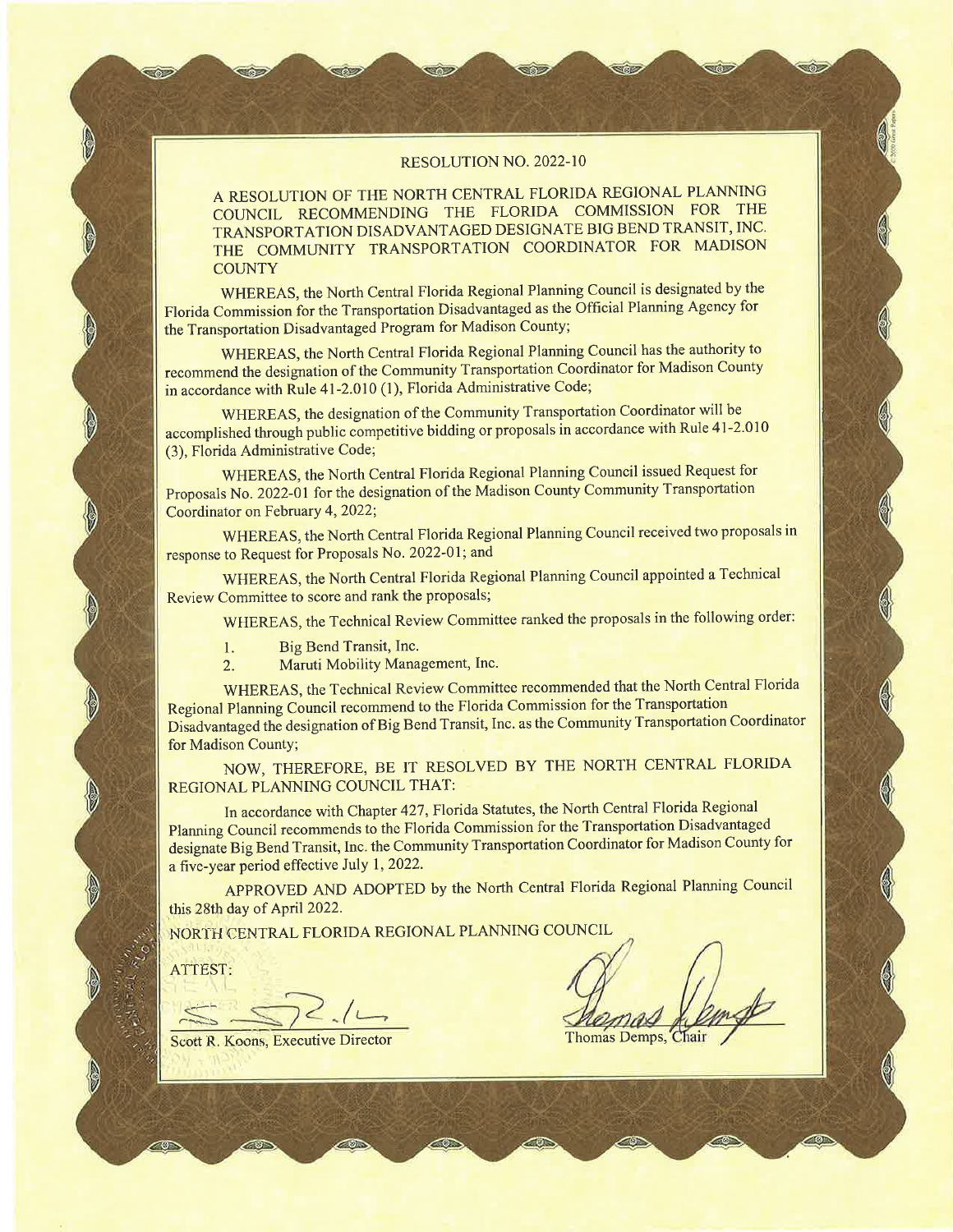# RESOLUTION NO. 2022-10

A RESOLUTION OF THE NORTH CENTRAL FLORIDA REGIONAL PLANNING COUNCIL RECOMMENDING THE FLORIDA COMMISSION FOR THE TRANSPORTATION DISADVANTAGED DESIGNATE BIG BEND TRANSIT, INC. THE COMMUNITY TRANSPORTATION COORDINATOR FOR MADISON COUNTY

WHEREAS, the North Central Florida Regional Planning Council is designated by the Florida Commission for the Transportation Disadvantaged as the Official Planning Agency for the Transportation Disadvantaged Program for Madison County;

WHEREAS, the North Central Florida Regional Planning Council has the authority to recommend the designation of the Community Transportation Coordinator for Madison County in accordance with Rule 41-2.010 (1), Florida Administrative Code;

WHEREAS, the designation of the Community Transportation Coordinator will be accomplished through public competitive bidding or proposals in accordance with Rule 41-2.010 (3), Florida Administrative Code;

WHEREAS, the North Central Florida Regional Planning Council issued Request for Proposals No. 2022-01 for the designation of the Madison County Community Transportation Coordinator on February 4, 2022;

WHEREAS, the North Central Florida Regional Planning Council received two proposals in response to Request for Proposals No. 2022-01; and

WHEREAS, the North Central Florida Regional Planning Council appointed a Technical Review Committee to score and rank the proposals;

WHEREAS, the Technical Review Committee ranked the proposals in the following order:

1. Big Bend Transit, Inc.
2. Maruti Mobility Management, Inc.

WHEREAS, the Technical Review Committee recommended that the North Central Florida Regional Planning Council recommend to the Florida Commission for the Transportation Disadvantaged the designation of Big Bend Transit, Inc. as the Community Transportation Coordinator for Madison County;

NOW, THEREFORE, BE IT RESOLVED BY THE NORTH CENTRAL FLORIDA REGIONAL PLANNING COUNCIL THAT:

In accordance with Chapter 427, Florida Statutes, the North Central Florida Regional Planning Council recommends to the Florida Commission for the Transportation Disadvantaged designate Big Bend Transit, Inc. the Community Transportation Coordinator for Madison County for a five-year period effective July 1, 2022.

APPROVED AND ADOPTED by the North Central Florida Regional Planning Council this 28th day of April 2022.

NORTH CENTRAL FLORIDA REGIONAL PLANNING COUNCIL

ATTEST:

Scott R. Koons, Executive Director

Thomas Demps, Chair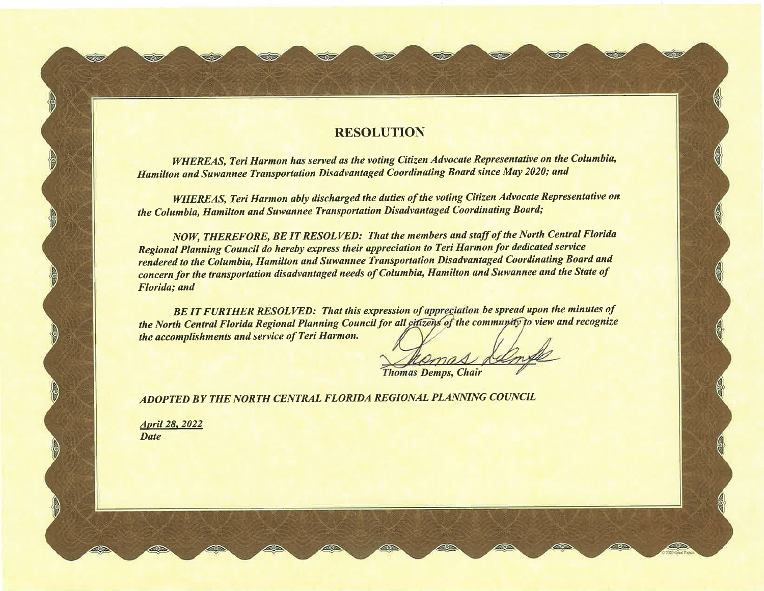# RESOLUTION

***WHEREAS, Teri Harmon has served as the voting Citizen Advocate Representative on the Columbia, Hamilton and Suwannee Transportation Disadvantaged Coordinating Board since May 2020; and***

***WHEREAS, Teri Harmon ably discharged the duties of the voting Citizen Advocate Representative on the Columbia, Hamilton and Suwannee Transportation Disadvantaged Coordinating Board;***

***NOW, THEREFORE, BE IT RESOLVED: That the members and staff of the North Central Florida Regional Planning Council do hereby express their appreciation to Teri Harmon for dedicated service rendered to the Columbia, Hamilton and Suwannee Transportation Disadvantaged Coordinating Board and concern for the transportation disadvantaged needs of Columbia, Hamilton and Suwannee and the State of Florida; and***

***BE IT FURTHER RESOLVED: That this expression of appreciation be spread upon the minutes of the North Central Florida Regional Planning Council for all citizens of the community to view and recognize the accomplishments and service of Teri Harmon.***

*Thomas Demps, Chair*

***ADOPTED BY THE NORTH CENTRAL FLORIDA REGIONAL PLANNING COUNCIL***

***April 28, 2022***
***Date***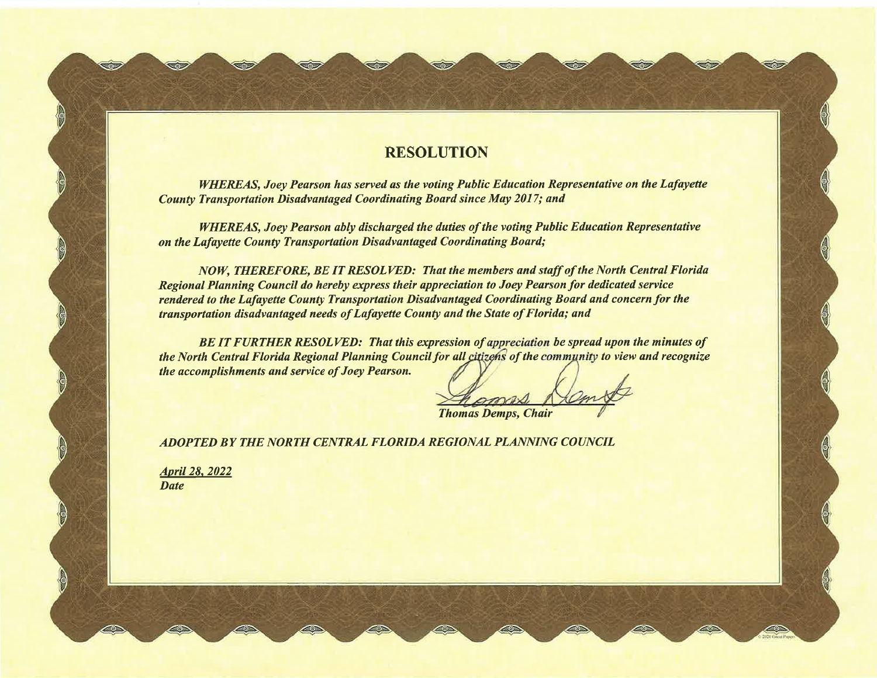# RESOLUTION

*WHEREAS, Joey Pearson has served as the voting Public Education Representative on the Lafayette County Transportation Disadvantaged Coordinating Board since May 2017; and*

*WHEREAS, Joey Pearson ably discharged the duties of the voting Public Education Representative on the Lafayette County Transportation Disadvantaged Coordinating Board;*

*NOW, THEREFORE, BE IT RESOLVED: That the members and staff of the North Central Florida Regional Planning Council do hereby express their appreciation to Joey Pearson for dedicated service rendered to the Lafayette County Transportation Disadvantaged Coordinating Board and concern for the transportation disadvantaged needs of Lafayette County and the State of Florida; and*

*BE IT FURTHER RESOLVED: That this expression of appreciation be spread upon the minutes of the North Central Florida Regional Planning Council for all citizens of the community to view and recognize the accomplishments and service of Joey Pearson.*

*Thomas Demps, Chair*

*ADOPTED BY THE NORTH CENTRAL FLORIDA REGIONAL PLANNING COUNCIL*

*April 28, 2022*
*Date*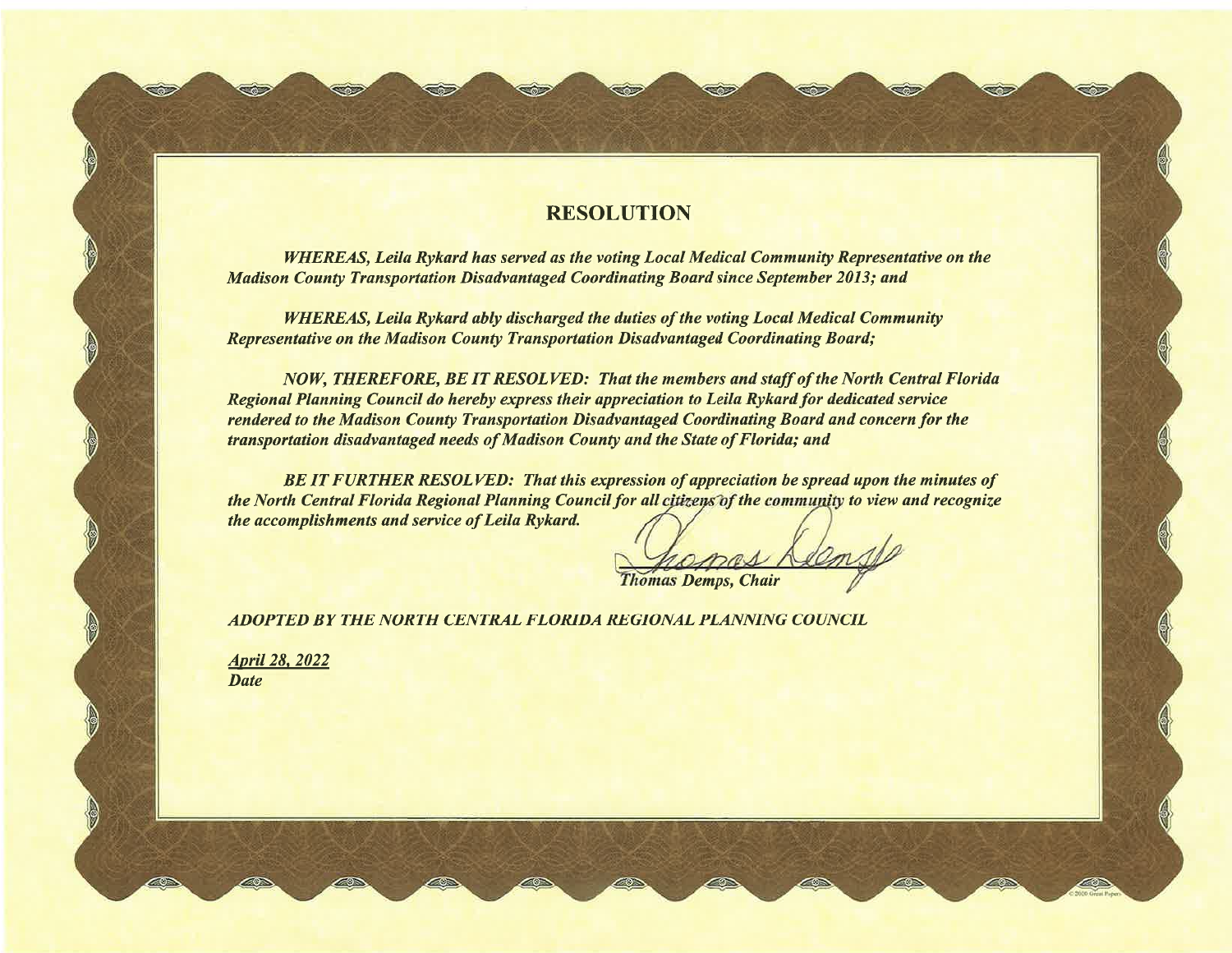# RESOLUTION

***WHEREAS, Leila Rykard has served as the voting Local Medical Community Representative on the Madison County Transportation Disadvantaged Coordinating Board since September 2013; and***

***WHEREAS, Leila Rykard ably discharged the duties of the voting Local Medical Community Representative on the Madison County Transportation Disadvantaged Coordinating Board;***

***NOW, THEREFORE, BE IT RESOLVED: That the members and staff of the North Central Florida Regional Planning Council do hereby express their appreciation to Leila Rykard for dedicated service rendered to the Madison County Transportation Disadvantaged Coordinating Board and concern for the transportation disadvantaged needs of Madison County and the State of Florida; and***

***BE IT FURTHER RESOLVED: That this expression of appreciation be spread upon the minutes of the North Central Florida Regional Planning Council for all citizens of the community to view and recognize the accomplishments and service of Leila Rykard.***

***Thomas Demps, Chair***

***ADOPTED BY THE NORTH CENTRAL FLORIDA REGIONAL PLANNING COUNCIL***

***April 28, 2022***
***Date***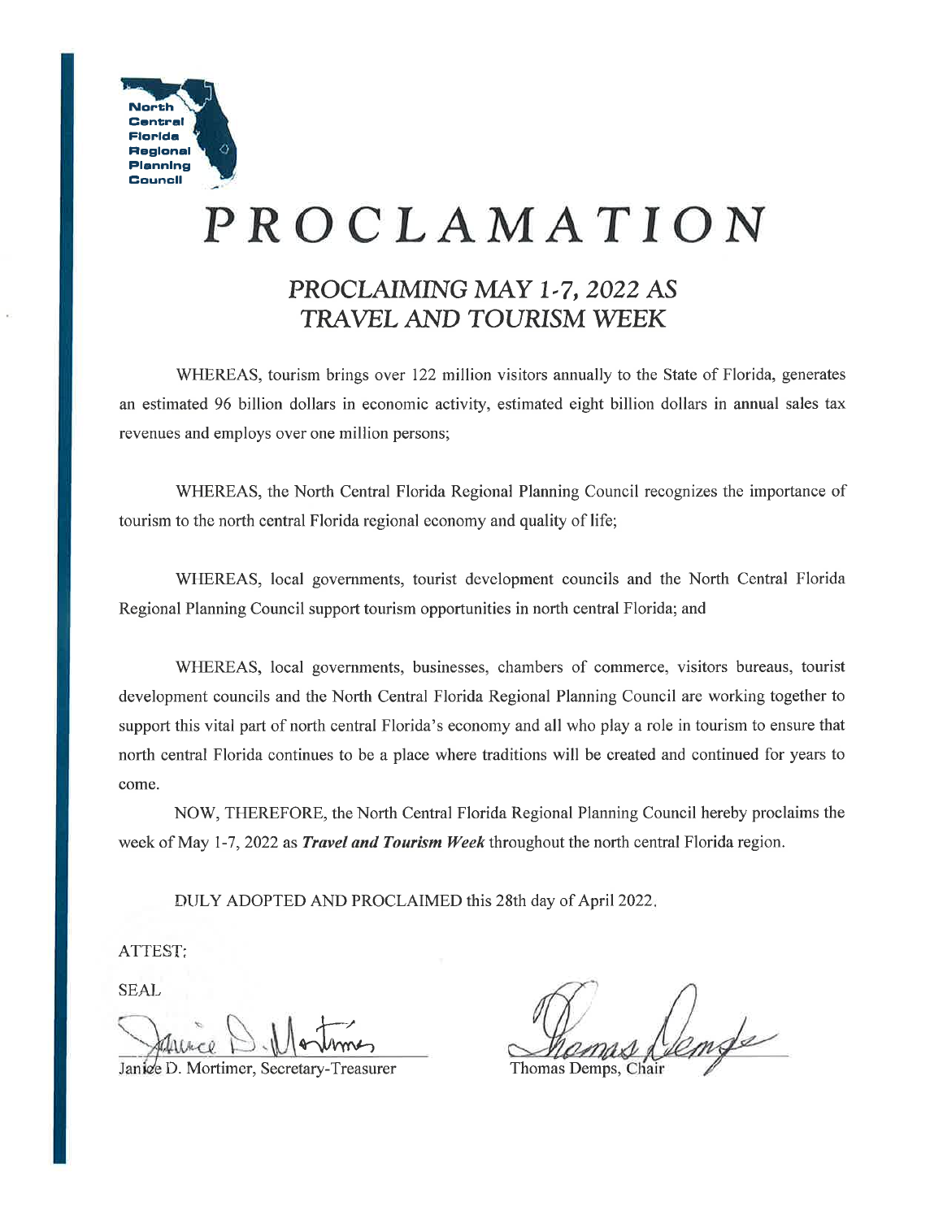North Central Florida Regional Planning Council

# PROCLAMATION

## *PROCLAIMING MAY 1-7, 2022 AS TRAVEL AND TOURISM WEEK*

WHEREAS, tourism brings over 122 million visitors annually to the State of Florida, generates an estimated 96 billion dollars in economic activity, estimated eight billion dollars in annual sales tax revenues and employs over one million persons;

WHEREAS, the North Central Florida Regional Planning Council recognizes the importance of tourism to the north central Florida regional economy and quality of life;

WHEREAS, local governments, tourist development councils and the North Central Florida Regional Planning Council support tourism opportunities in north central Florida; and

WHEREAS, local governments, businesses, chambers of commerce, visitors bureaus, tourist development councils and the North Central Florida Regional Planning Council are working together to support this vital part of north central Florida's economy and all who play a role in tourism to ensure that north central Florida continues to be a place where traditions will be created and continued for years to come.

NOW, THEREFORE, the North Central Florida Regional Planning Council hereby proclaims the week of May 1-7, 2022 as ***Travel and Tourism Week*** throughout the north central Florida region.

DULY ADOPTED AND PROCLAIMED this 28th day of April 2022.

ATTEST:

SEAL

Janice D. Mortimer, Secretary-Treasurer

Thomas Demps, Chair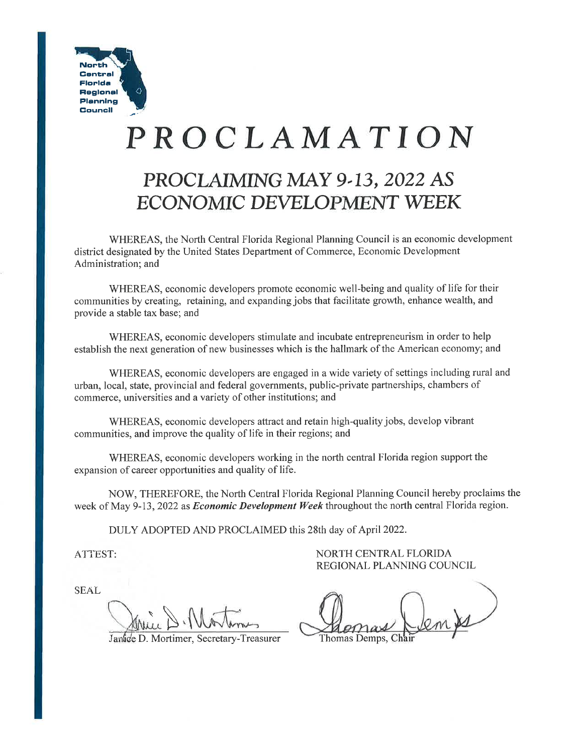North Central Florida Regional Planning Council

# PROCLAMATION

## *PROCLAIMING MAY 9-13, 2022 AS ECONOMIC DEVELOPMENT WEEK*

WHEREAS, the North Central Florida Regional Planning Council is an economic development district designated by the United States Department of Commerce, Economic Development Administration; and

WHEREAS, economic developers promote economic well-being and quality of life for their communities by creating, retaining, and expanding jobs that facilitate growth, enhance wealth, and provide a stable tax base; and

WHEREAS, economic developers stimulate and incubate entrepreneurism in order to help establish the next generation of new businesses which is the hallmark of the American economy; and

WHEREAS, economic developers are engaged in a wide variety of settings including rural and urban, local, state, provincial and federal governments, public-private partnerships, chambers of commerce, universities and a variety of other institutions; and

WHEREAS, economic developers attract and retain high-quality jobs, develop vibrant communities, and improve the quality of life in their regions; and

WHEREAS, economic developers working in the north central Florida region support the expansion of career opportunities and quality of life.

NOW, THEREFORE, the North Central Florida Regional Planning Council hereby proclaims the week of May 9-13, 2022 as ***Economic Development Week*** throughout the north central Florida region.

DULY ADOPTED AND PROCLAIMED this 28th day of April 2022.

ATTEST:

SEAL

Janice D. Mortimer, Secretary-Treasurer

NORTH CENTRAL FLORIDA REGIONAL PLANNING COUNCIL

Thomas Demps, Chair